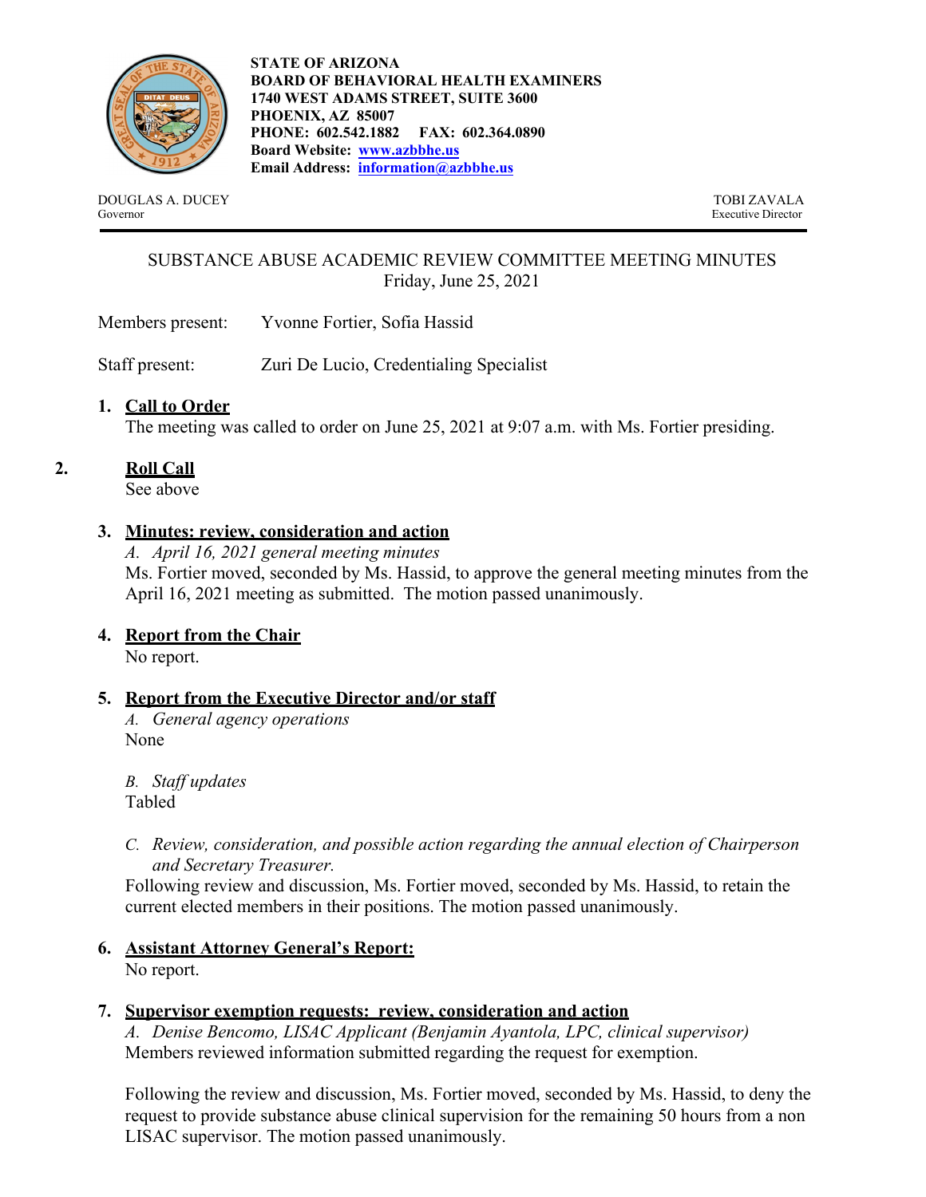**STATE OF ARIZONA**
**BOARD OF BEHAVIORAL HEALTH EXAMINERS**
**1740 WEST ADAMS STREET, SUITE 3600**
**PHOENIX, AZ 85007**
**PHONE: 602.542.1882 FAX: 602.364.0890**
**Board Website: [www.azbbhe.us](http://www.azbbhe.us)**
**Email Address: [information@azbbhe.us](mailto:information@azbbhe.us)**

DOUGLAS A. DUCEY
Governor

TOBI ZAVALA
Executive Director

---

SUBSTANCE ABUSE ACADEMIC REVIEW COMMITTEE MEETING MINUTES
Friday, June 25, 2021

Members present: Yvonne Fortier, Sofia Hassid

Staff present: Zuri De Lucio, Credentialing Specialist

1. **Call to Order**
   The meeting was called to order on June 25, 2021 at 9:07 a.m. with Ms. Fortier presiding.

2. **Roll Call**
   See above

3. **Minutes: review, consideration and action**
   *A. April 16, 2021 general meeting minutes*
   Ms. Fortier moved, seconded by Ms. Hassid, to approve the general meeting minutes from the April 16, 2021 meeting as submitted. The motion passed unanimously.

4. **Report from the Chair**
   No report.

5. **Report from the Executive Director and/or staff**
   *A. General agency operations*
   None

   *B. Staff updates*
   Tabled

   *C. Review, consideration, and possible action regarding the annual election of Chairperson and Secretary Treasurer.*
   Following review and discussion, Ms. Fortier moved, seconded by Ms. Hassid, to retain the current elected members in their positions. The motion passed unanimously.

6. **Assistant Attorney General's Report:**
   No report.

7. **Supervisor exemption requests: review, consideration and action**
   *A. Denise Bencomo, LISAC Applicant (Benjamin Ayantola, LPC, clinical supervisor)*
   Members reviewed information submitted regarding the request for exemption.

   Following the review and discussion, Ms. Fortier moved, seconded by Ms. Hassid, to deny the request to provide substance abuse clinical supervision for the remaining 50 hours from a non LISAC supervisor. The motion passed unanimously.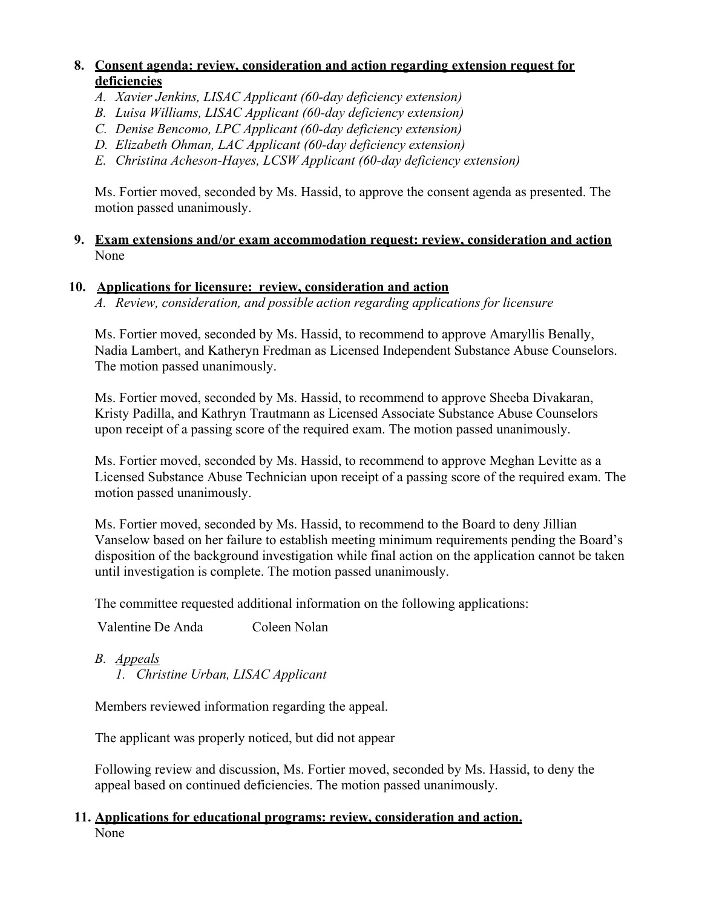8. **<u>Consent agenda: review, consideration and action regarding extension request for deficiencies</u>**
   - *A. Xavier Jenkins, LISAC Applicant (60-day deficiency extension)*
   - *B. Luisa Williams, LISAC Applicant (60-day deficiency extension)*
   - *C. Denise Bencomo, LPC Applicant (60-day deficiency extension)*
   - *D. Elizabeth Ohman, LAC Applicant (60-day deficiency extension)*
   - *E. Christina Acheson-Hayes, LCSW Applicant (60-day deficiency extension)*

   Ms. Fortier moved, seconded by Ms. Hassid, to approve the consent agenda as presented. The motion passed unanimously.

9. **<u>Exam extensions and/or exam accommodation request: review, consideration and action</u>**
   None

10. **<u>Applications for licensure: review, consideration and action</u>**
    *A. Review, consideration, and possible action regarding applications for licensure*

    Ms. Fortier moved, seconded by Ms. Hassid, to recommend to approve Amaryllis Benally, Nadia Lambert, and Katheryn Fredman as Licensed Independent Substance Abuse Counselors. The motion passed unanimously.

    Ms. Fortier moved, seconded by Ms. Hassid, to recommend to approve Sheeba Divakaran, Kristy Padilla, and Kathryn Trautmann as Licensed Associate Substance Abuse Counselors upon receipt of a passing score of the required exam. The motion passed unanimously.

    Ms. Fortier moved, seconded by Ms. Hassid, to recommend to approve Meghan Levitte as a Licensed Substance Abuse Technician upon receipt of a passing score of the required exam. The motion passed unanimously.

    Ms. Fortier moved, seconded by Ms. Hassid, to recommend to the Board to deny Jillian Vanselow based on her failure to establish meeting minimum requirements pending the Board's disposition of the background investigation while final action on the application cannot be taken until investigation is complete. The motion passed unanimously.

    The committee requested additional information on the following applications:

    Valentine De Anda    Coleen Nolan

    *B. <u>Appeals</u>*
    *1. Christine Urban, LISAC Applicant*

    Members reviewed information regarding the appeal.

    The applicant was properly noticed, but did not appear

    Following review and discussion, Ms. Fortier moved, seconded by Ms. Hassid, to deny the appeal based on continued deficiencies. The motion passed unanimously.

11. **<u>Applications for educational programs: review, consideration and action.</u>**
    None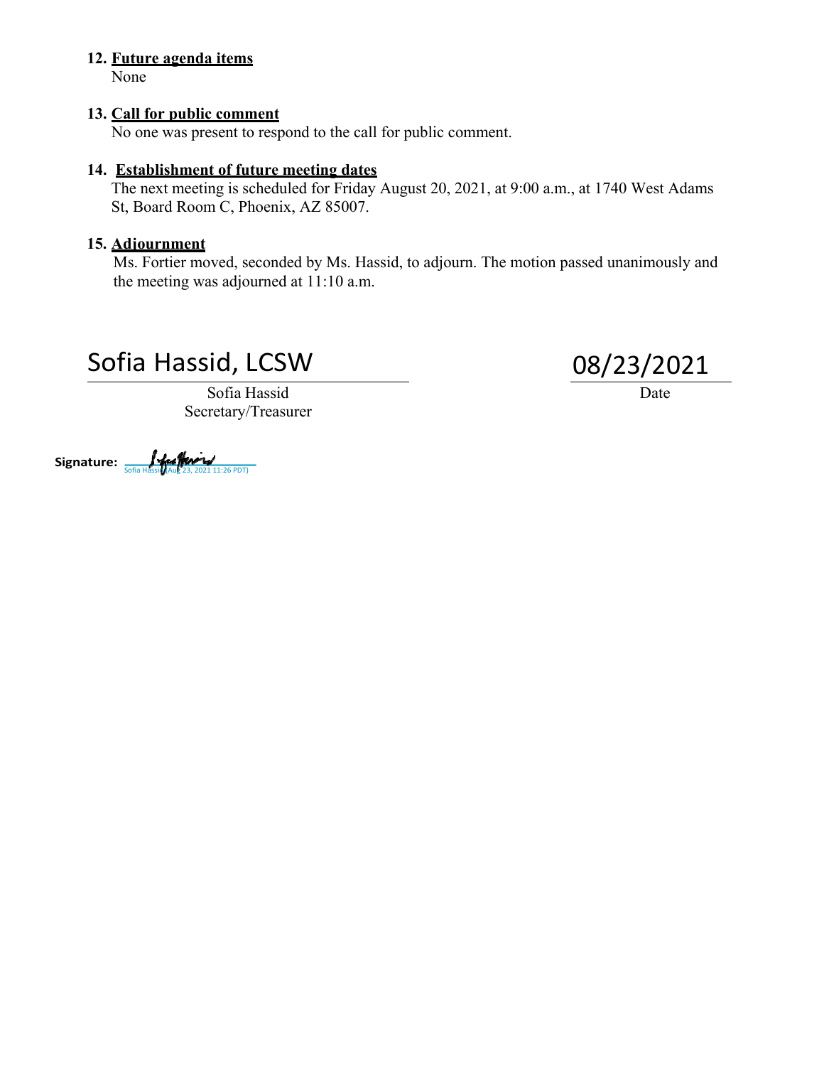**12. Future agenda items**

None

**13. Call for public comment**

No one was present to respond to the call for public comment.

**14. Establishment of future meeting dates**

The next meeting is scheduled for Friday August 20, 2021, at 9:00 a.m., at 1740 West Adams St, Board Room C, Phoenix, AZ 85007.

**15. Adjournment**

Ms. Fortier moved, seconded by Ms. Hassid, to adjourn. The motion passed unanimously and the meeting was adjourned at 11:10 a.m.

Sofia Hassid, LCSW

Sofia Hassid
Secretary/Treasurer

08/23/2021

Date

**Signature:** Sofia Hassid (Aug 23, 2021 11:26 PDT)